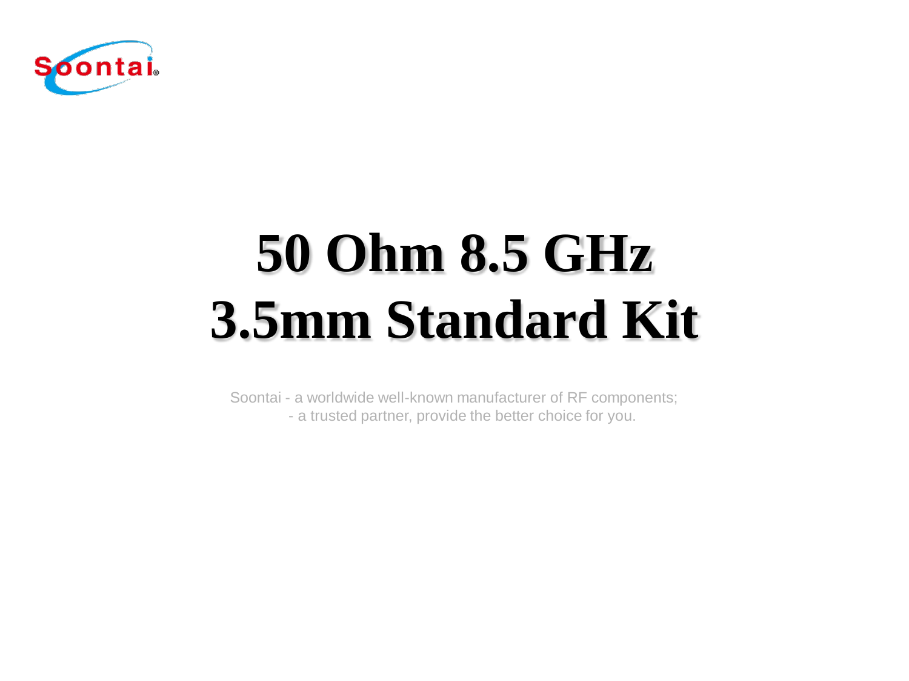Soontai

# 50 Ohm 8.5 GHz 3.5mm Standard Kit

Soontai - a worldwide well-known manufacturer of RF components;
- a trusted partner, provide the better choice for you.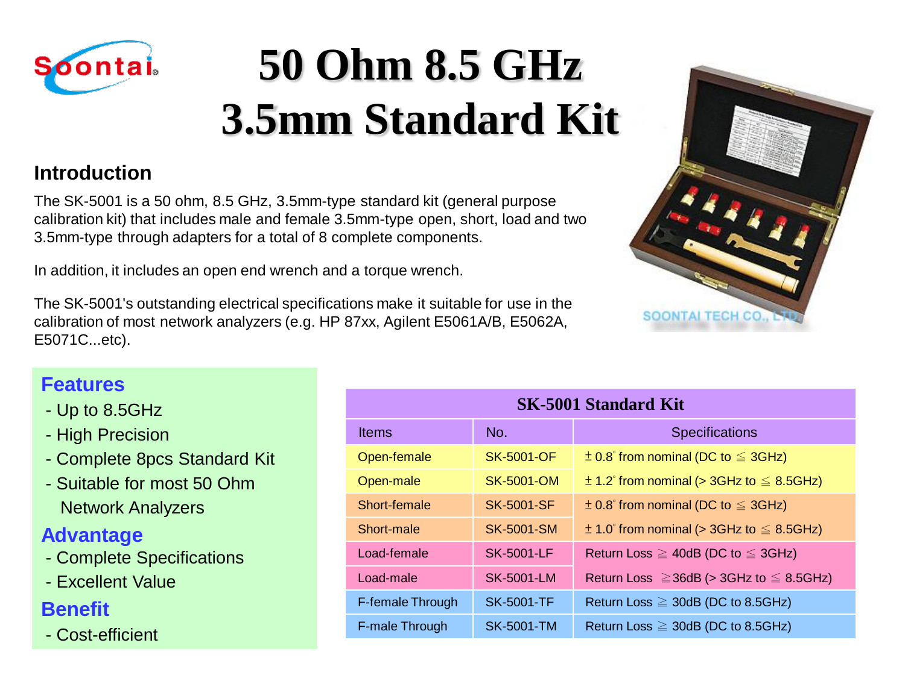# 50 Ohm 8.5 GHz 3.5mm Standard Kit

## Introduction

The SK-5001 is a 50 ohm, 8.5 GHz, 3.5mm-type standard kit (general purpose calibration kit) that includes male and female 3.5mm-type open, short, load and two 3.5mm-type through adapters for a total of 8 complete components.

In addition, it includes an open end wrench and a torque wrench.

The SK-5001's outstanding electrical specifications make it suitable for use in the calibration of most network analyzers (e.g. HP 87xx, Agilent E5061A/B, E5062A, E5071C...etc).

### Features

- Up to 8.5GHz
- High Precision
- Complete 8pcs Standard Kit
- Suitable for most 50 Ohm Network Analyzers

### Advantage

- Complete Specifications
- Excellent Value

### Benefit

- Cost-efficient

**SK-5001 Standard Kit**

| Items | No. | Specifications |
|---|---|---|
| Open-female | SK-5001-OF | ±0.8° from nominal (DC to ≦ 3GHz) |
| Open-male | SK-5001-OM | ±1.2° from nominal (> 3GHz to ≦ 8.5GHz) |
| Short-female | SK-5001-SF | ±0.8° from nominal (DC to ≦ 3GHz) |
| Short-male | SK-5001-SM | ±1.0° from nominal (> 3GHz to ≦ 8.5GHz) |
| Load-female | SK-5001-LF | Return Loss ≧ 40dB (DC to ≦ 3GHz) |
| Load-male | SK-5001-LM | Return Loss ≧36dB (> 3GHz to ≦ 8.5GHz) |
| F-female Through | SK-5001-TF | Return Loss ≧ 30dB (DC to 8.5GHz) |
| F-male Through | SK-5001-TM | Return Loss ≧ 30dB (DC to 8.5GHz) |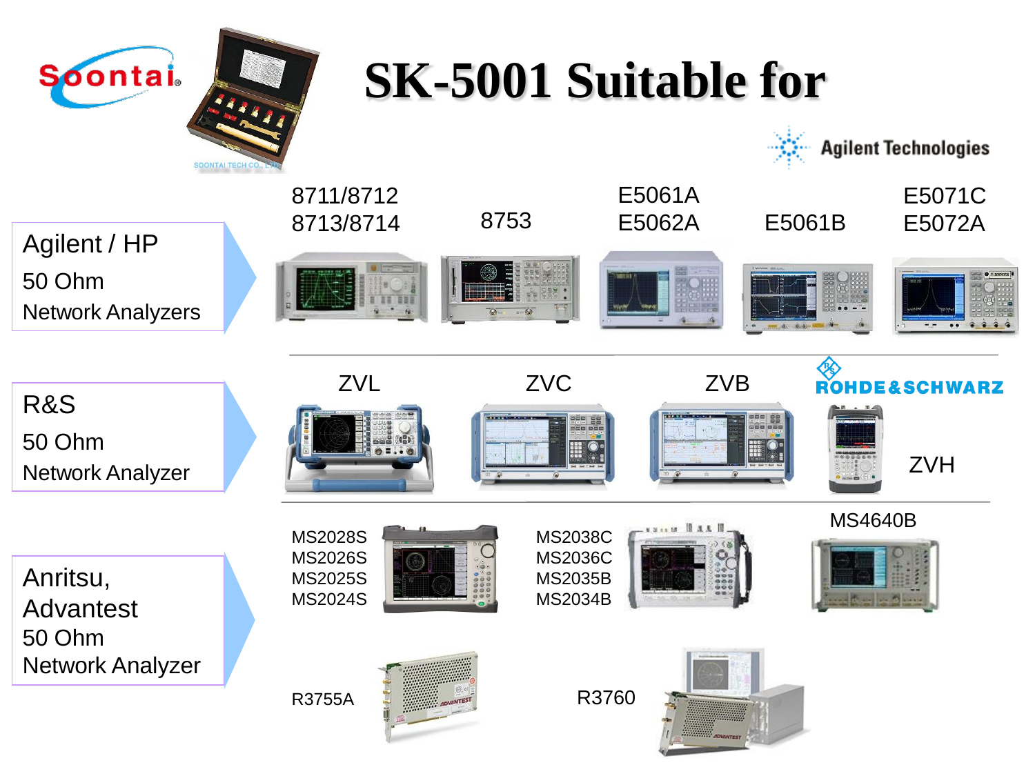# SK-5001 Suitable for

Soontai

Agilent Technologies

## Agilent / HP
50 Ohm
Network Analyzers

- 8711/8712, 8713/8714
- 8753
- E5061A, E5062A
- E5061B
- E5071C, E5072A

## R&S
50 Ohm
Network Analyzer

ROHDE&SCHWARZ

- ZVL
- ZVC
- ZVB
- ZVH

## Anritsu, Advantest
50 Ohm
Network Analyzer

- MS2028S, MS2026S, MS2025S, MS2024S
- MS2038C, MS2036C, MS2035B, MS2034B
- MS4640B
- R3755A
- R3760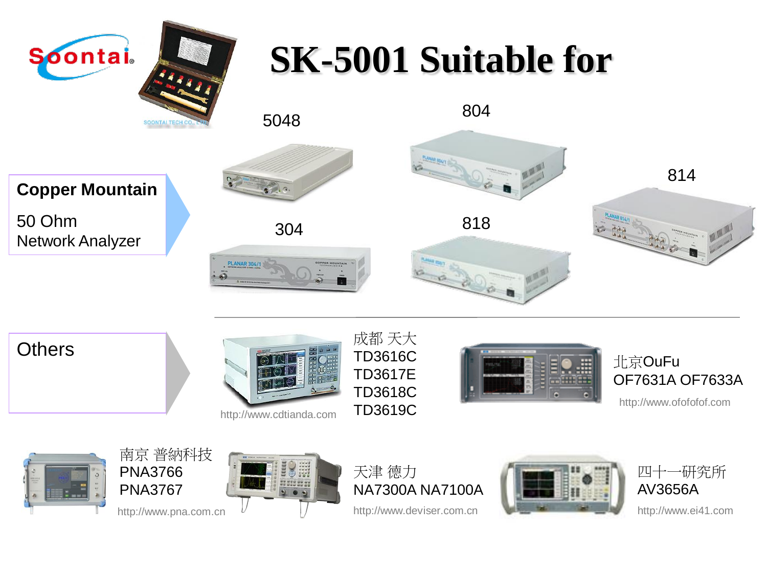# SK-5001 Suitable for

Soontai

SOONTAI TECH CO., LTD

**Copper Mountain**

50 Ohm
Network Analyzer

5048

804

814

304

818

Others

http://www.cdtianda.com

成都 天大
TD3616C
TD3617E
TD3618C
TD3619C

北京OuFu
OF7631A OF7633A

http://www.ofofofof.com

南京 普納科技
PNA3766
PNA3767

http://www.pna.com.cn

天津 德力
NA7300A NA7100A

http://www.deviser.com.cn

四十一研究所
AV3656A

http://www.ei41.com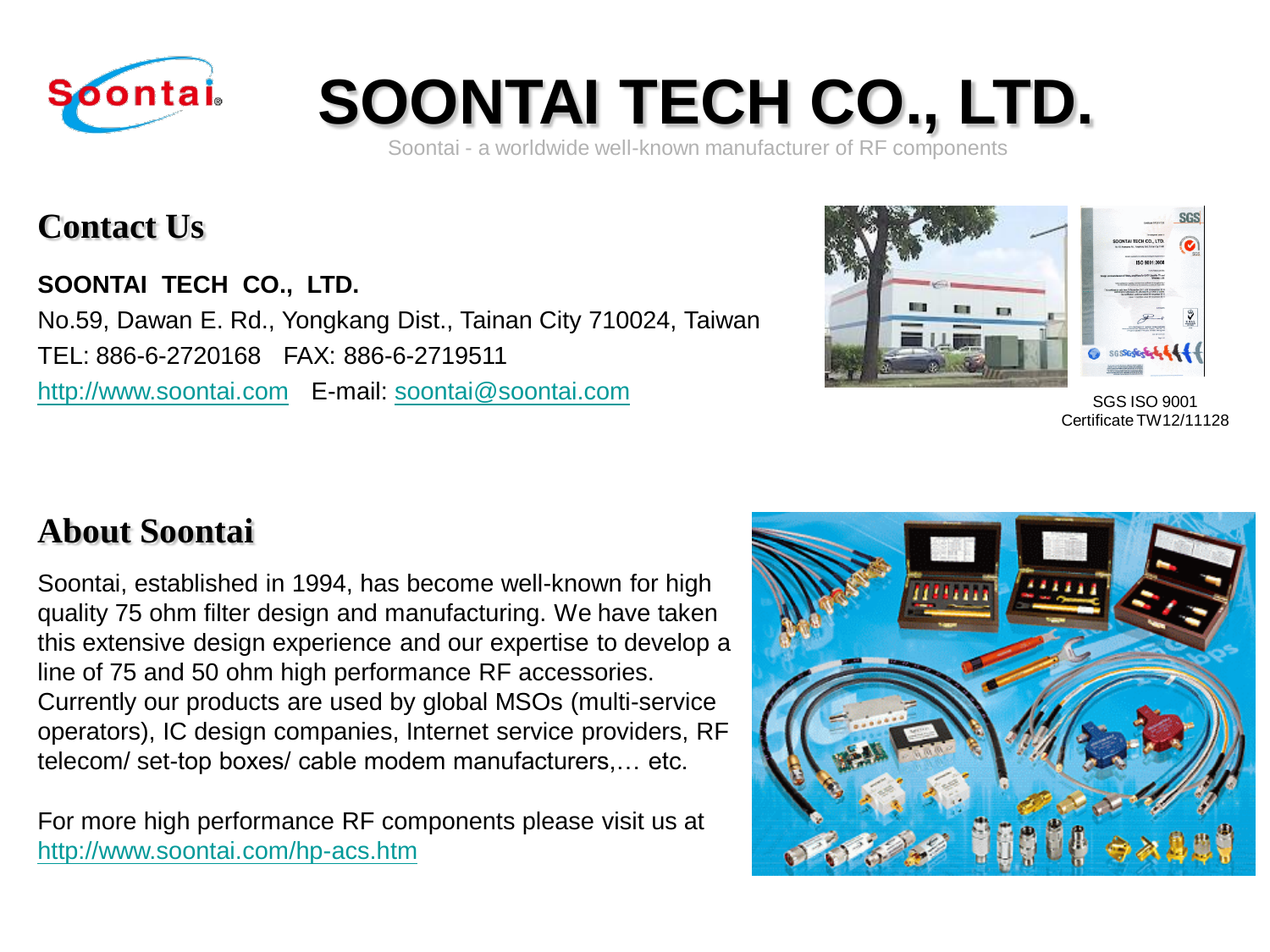# SOONTAI TECH CO., LTD.

Soontai - a worldwide well-known manufacturer of RF components

## Contact Us

**SOONTAI TECH CO., LTD.**

No.59, Dawan E. Rd., Yongkang Dist., Tainan City 710024, Taiwan

TEL: 886-6-2720168 FAX: 886-6-2719511

http://www.soontai.com E-mail: soontai@soontai.com

SGS ISO 9001
Certificate TW12/11128

## About Soontai

Soontai, established in 1994, has become well-known for high quality 75 ohm filter design and manufacturing. We have taken this extensive design experience and our expertise to develop a line of 75 and 50 ohm high performance RF accessories. Currently our products are used by global MSOs (multi-service operators), IC design companies, Internet service providers, RF telecom/ set-top boxes/ cable modem manufacturers,… etc.

For more high performance RF components please visit us at http://www.soontai.com/hp-acs.htm